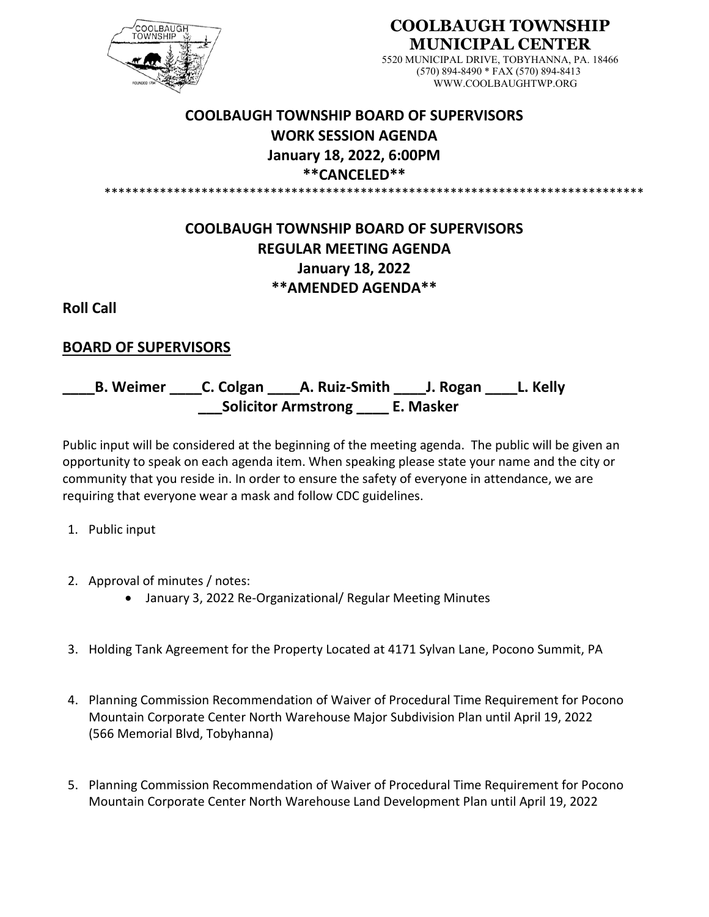**COOLBAUGH TOWNSHIP MUNICIPAL CENTER**

5520 MUNICIPAL DRIVE, TOBYHANNA, PA. 18466
(570) 894-8490 * FAX (570) 894-8413
WWW.COOLBAUGHTWP.ORG

## COOLBAUGH TOWNSHIP BOARD OF SUPERVISORS
## WORK SESSION AGENDA
## January 18, 2022, 6:00PM
## **CANCELED**

******************************************************************************

## COOLBAUGH TOWNSHIP BOARD OF SUPERVISORS
## REGULAR MEETING AGENDA
## January 18, 2022
## **AMENDED AGENDA**

**Roll Call**

**BOARD OF SUPERVISORS**

**____B. Weimer ____C. Colgan ____A. Ruiz-Smith ____J. Rogan ____L. Kelly**
**___Solicitor Armstrong ____ E. Masker**

Public input will be considered at the beginning of the meeting agenda. The public will be given an opportunity to speak on each agenda item. When speaking please state your name and the city or community that you reside in. In order to ensure the safety of everyone in attendance, we are requiring that everyone wear a mask and follow CDC guidelines.

1. Public input

2. Approval of minutes / notes:
   - January 3, 2022 Re-Organizational/ Regular Meeting Minutes

3. Holding Tank Agreement for the Property Located at 4171 Sylvan Lane, Pocono Summit, PA

4. Planning Commission Recommendation of Waiver of Procedural Time Requirement for Pocono Mountain Corporate Center North Warehouse Major Subdivision Plan until April 19, 2022 (566 Memorial Blvd, Tobyhanna)

5. Planning Commission Recommendation of Waiver of Procedural Time Requirement for Pocono Mountain Corporate Center North Warehouse Land Development Plan until April 19, 2022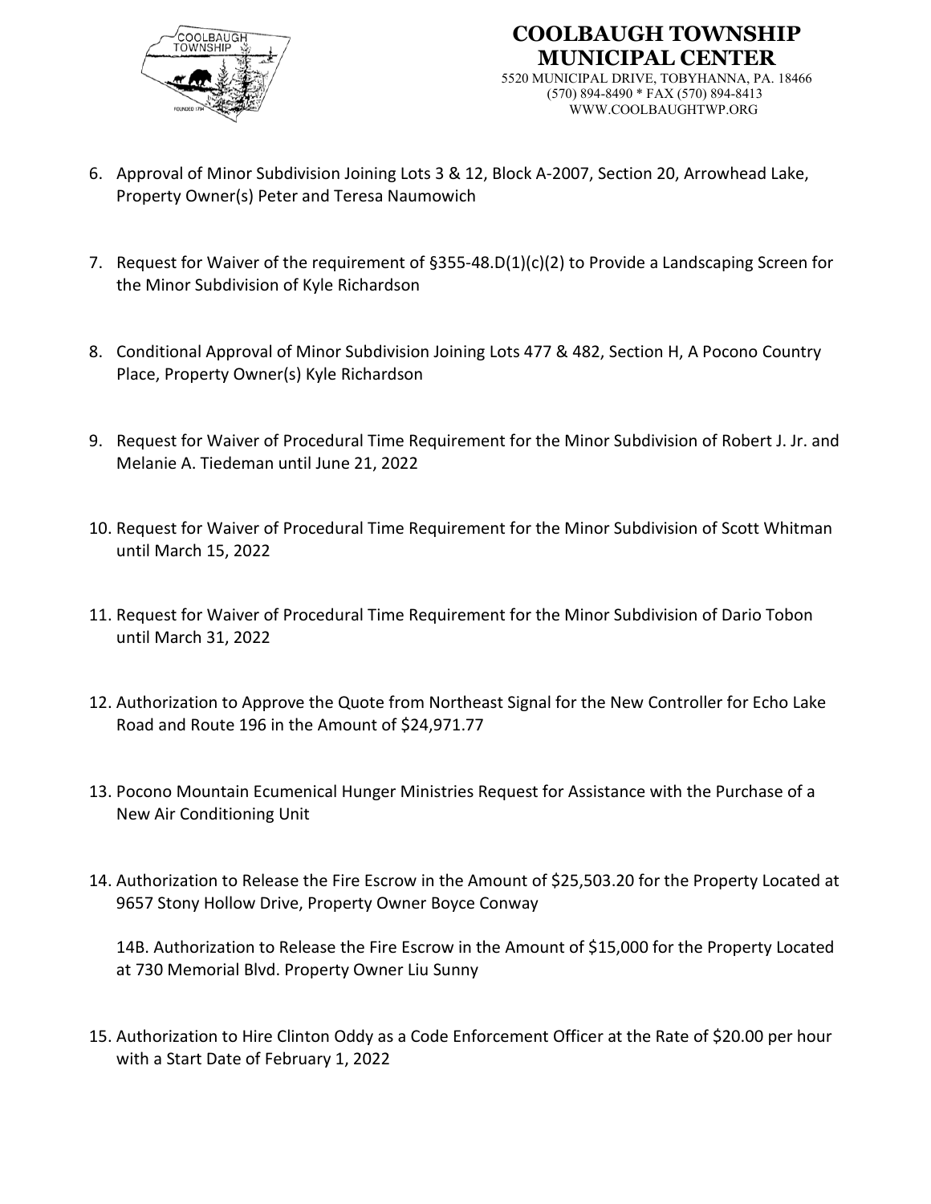6. Approval of Minor Subdivision Joining Lots 3 & 12, Block A-2007, Section 20, Arrowhead Lake, Property Owner(s) Peter and Teresa Naumowich

7. Request for Waiver of the requirement of §355-48.D(1)(c)(2) to Provide a Landscaping Screen for the Minor Subdivision of Kyle Richardson

8. Conditional Approval of Minor Subdivision Joining Lots 477 & 482, Section H, A Pocono Country Place, Property Owner(s) Kyle Richardson

9. Request for Waiver of Procedural Time Requirement for the Minor Subdivision of Robert J. Jr. and Melanie A. Tiedeman until June 21, 2022

10. Request for Waiver of Procedural Time Requirement for the Minor Subdivision of Scott Whitman until March 15, 2022

11. Request for Waiver of Procedural Time Requirement for the Minor Subdivision of Dario Tobon until March 31, 2022

12. Authorization to Approve the Quote from Northeast Signal for the New Controller for Echo Lake Road and Route 196 in the Amount of $24,971.77

13. Pocono Mountain Ecumenical Hunger Ministries Request for Assistance with the Purchase of a New Air Conditioning Unit

14. Authorization to Release the Fire Escrow in the Amount of $25,503.20 for the Property Located at 9657 Stony Hollow Drive, Property Owner Boyce Conway

    14B. Authorization to Release the Fire Escrow in the Amount of $15,000 for the Property Located at 730 Memorial Blvd. Property Owner Liu Sunny

15. Authorization to Hire Clinton Oddy as a Code Enforcement Officer at the Rate of $20.00 per hour with a Start Date of February 1, 2022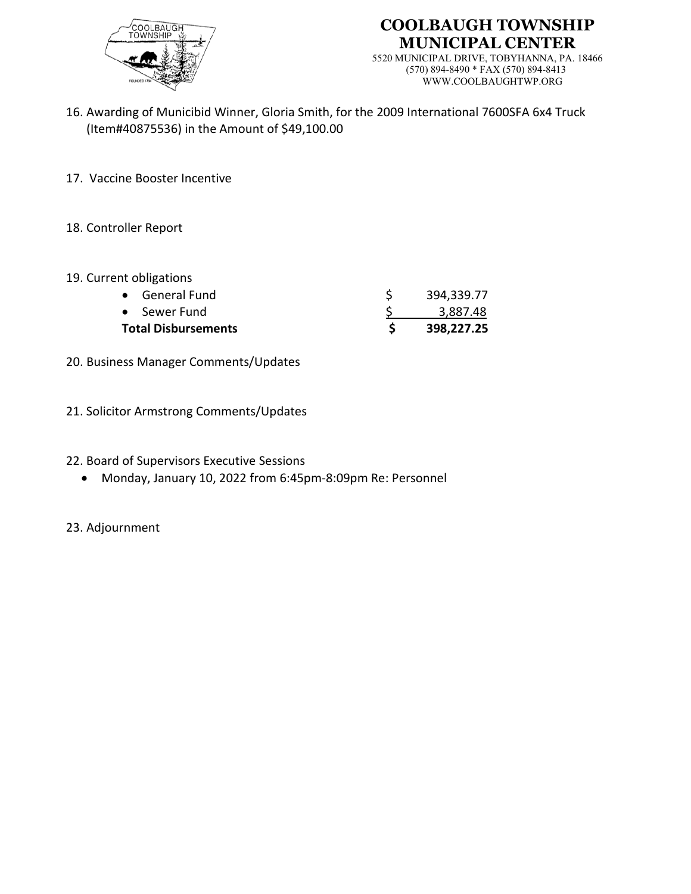16. Awarding of Municibid Winner, Gloria Smith, for the 2009 International 7600SFA 6x4 Truck (Item#40875536) in the Amount of $49,100.00

17. Vaccine Booster Incentive

18. Controller Report

19. Current obligations

| | | |
|---|---|---|
| • General Fund | $ | 394,339.77 |
| • Sewer Fund | $ | 3,887.48 |
| **Total Disbursements** | **$** | **398,227.25** |

20. Business Manager Comments/Updates

21. Solicitor Armstrong Comments/Updates

22. Board of Supervisors Executive Sessions
    - Monday, January 10, 2022 from 6:45pm-8:09pm Re: Personnel

23. Adjournment